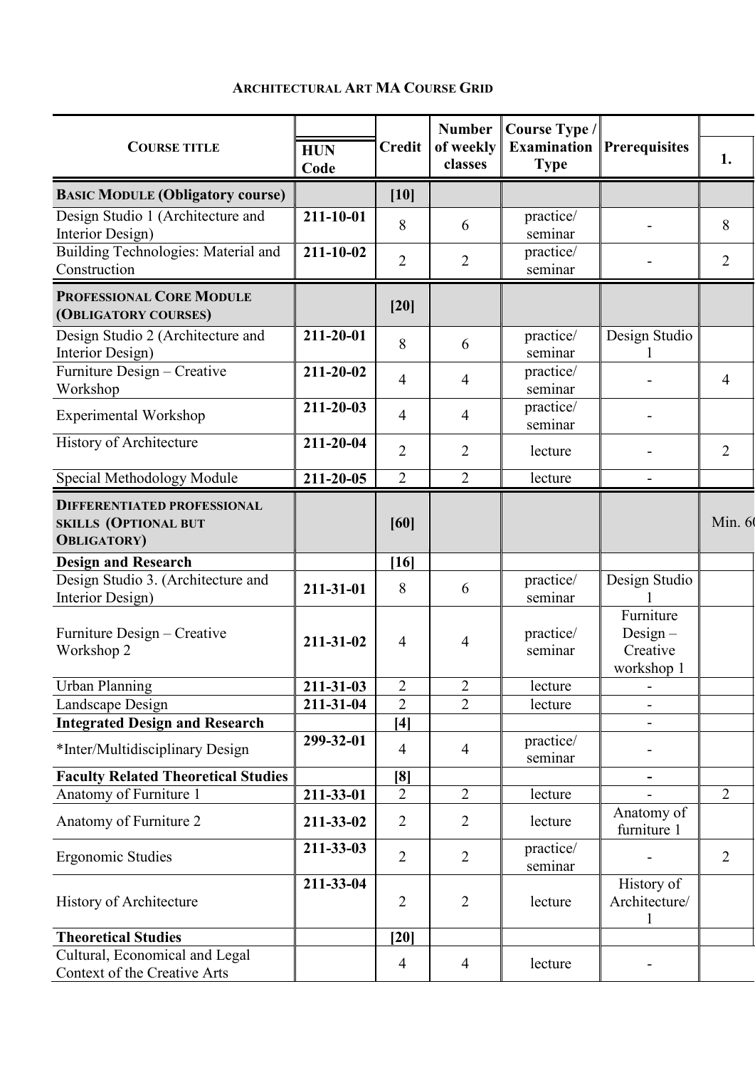# ARCHITECTURAL ART MA COURSE GRID

| COURSE TITLE | HUN Code | Credit | Number of weekly classes | Course Type / Examination Type | Prerequisites | 1. |
|---|---|---|---|---|---|---|
| **BASIC MODULE (Obligatory course)** | | **[10]** | | | | |
| Design Studio 1 (Architecture and Interior Design) | **211-10-01** | 8 | 6 | practice/ seminar | - | 8 |
| Building Technologies: Material and Construction | **211-10-02** | 2 | 2 | practice/ seminar | - | 2 |
| **PROFESSIONAL CORE MODULE (OBLIGATORY COURSES)** | | **[20]** | | | | |
| Design Studio 2 (Architecture and Interior Design) | **211-20-01** | 8 | 6 | practice/ seminar | Design Studio 1 | |
| Furniture Design – Creative Workshop | **211-20-02** | 4 | 4 | practice/ seminar | - | 4 |
| Experimental Workshop | **211-20-03** | 4 | 4 | practice/ seminar | - | |
| History of Architecture | **211-20-04** | 2 | 2 | lecture | - | 2 |
| Special Methodology Module | **211-20-05** | 2 | 2 | lecture | - | |
| **DIFFERENTIATED PROFESSIONAL SKILLS (OPTIONAL BUT OBLIGATORY)** | | **[60]** | | | | Min. 6 |
| **Design and Research** | | **[16]** | | | | |
| Design Studio 3. (Architecture and Interior Design) | **211-31-01** | 8 | 6 | practice/ seminar | Design Studio 1 | |
| Furniture Design – Creative Workshop 2 | **211-31-02** | 4 | 4 | practice/ seminar | Furniture Design – Creative workshop 1 | |
| Urban Planning | **211-31-03** | 2 | 2 | lecture | - | |
| Landscape Design | **211-31-04** | 2 | 2 | lecture | - | |
| **Integrated Design and Research** | | **[4]** | | | - | |
| *Inter/Multidisciplinary Design | **299-32-01** | 4 | 4 | practice/ seminar | - | |
| **Faculty Related Theoretical Studies** | | **[8]** | | | **-** | |
| Anatomy of Furniture 1 | **211-33-01** | 2 | 2 | lecture | - | 2 |
| Anatomy of Furniture 2 | **211-33-02** | 2 | 2 | lecture | Anatomy of furniture 1 | |
| Ergonomic Studies | **211-33-03** | 2 | 2 | practice/ seminar | - | 2 |
| History of Architecture | **211-33-04** | 2 | 2 | lecture | History of Architecture/ 1 | |
| **Theoretical Studies** | | **[20]** | | | | |
| Cultural, Economical and Legal Context of the Creative Arts | | 4 | 4 | lecture | - | |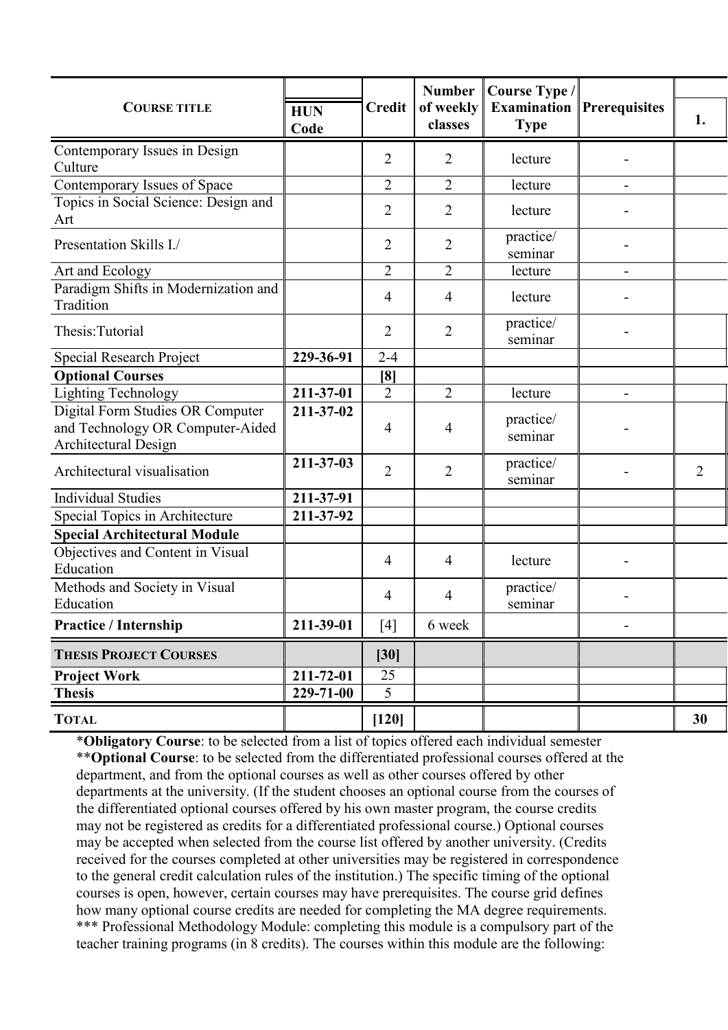| COURSE TITLE | HUN Code | Credit | Number of weekly classes | Course Type / Examination Type | Prerequisites | 1. |
|---|---|---|---|---|---|---|
| Contemporary Issues in Design Culture | | 2 | 2 | lecture | - | |
| Contemporary Issues of Space | | 2 | 2 | lecture | - | |
| Topics in Social Science: Design and Art | | 2 | 2 | lecture | - | |
| Presentation Skills I./ | | 2 | 2 | practice/ seminar | - | |
| Art and Ecology | | 2 | 2 | lecture | - | |
| Paradigm Shifts in Modernization and Tradition | | 4 | 4 | lecture | - | |
| Thesis:Tutorial | | 2 | 2 | practice/ seminar | - | |
| Special Research Project | **229-36-91** | 2-4 | | | | |
| **Optional Courses** | | **[8]** | | | | |
| Lighting Technology | **211-37-01** | 2 | 2 | lecture | - | |
| Digital Form Studies OR Computer and Technology OR Computer-Aided Architectural Design | **211-37-02** | 4 | 4 | practice/ seminar | - | |
| Architectural visualisation | **211-37-03** | 2 | 2 | practice/ seminar | - | 2 |
| Individual Studies | **211-37-91** | | | | | |
| Special Topics in Architecture | **211-37-92** | | | | | |
| **Special Architectural Module** | | | | | | |
| Objectives and Content in Visual Education | | 4 | 4 | lecture | - | |
| Methods and Society in Visual Education | | 4 | 4 | practice/ seminar | - | |
| **Practice / Internship** | **211-39-01** | [4] | 6 week | | - | |
| **THESIS PROJECT COURSES** | | **[30]** | | | | |
| **Project Work** | **211-72-01** | 25 | | | | |
| **Thesis** | **229-71-00** | 5 | | | | |
| **TOTAL** | | **[120]** | | | | **30** |

*__Obligatory Course__: to be selected from a list of topics offered each individual semester

**__Optional Course__: to be selected from the differentiated professional courses offered at the department, and from the optional courses as well as other courses offered by other departments at the university. (If the student chooses an optional course from the courses of the differentiated optional courses offered by his own master program, the course credits may not be registered as credits for a differentiated professional course.) Optional courses may be accepted when selected from the course list offered by another university. (Credits received for the courses completed at other universities may be registered in correspondence to the general credit calculation rules of the institution.) The specific timing of the optional courses is open, however, certain courses may have prerequisites. The course grid defines how many optional course credits are needed for completing the MA degree requirements.

*** Professional Methodology Module: completing this module is a compulsory part of the teacher training programs (in 8 credits). The courses within this module are the following: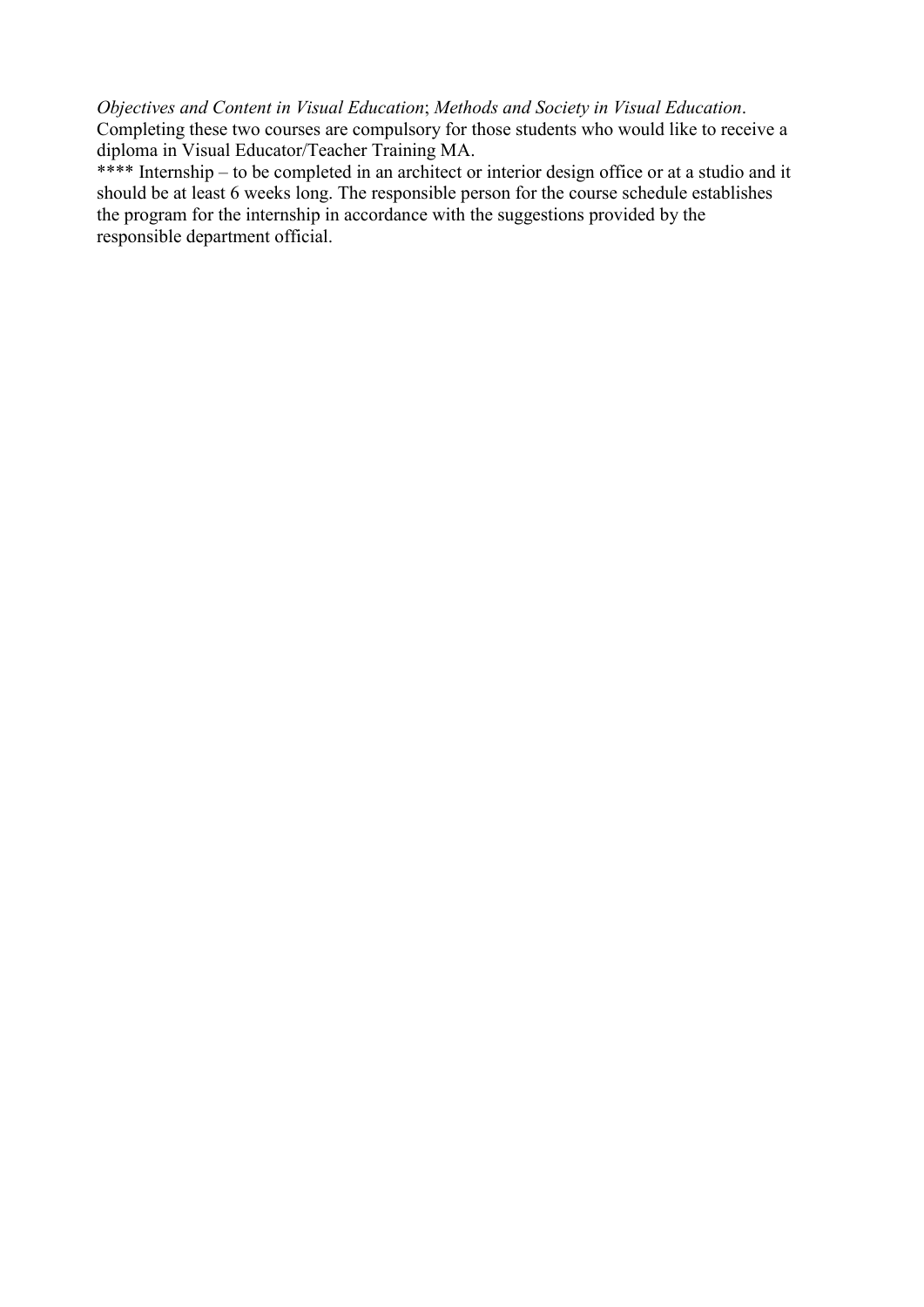*Objectives and Content in Visual Education*; *Methods and Society in Visual Education*. Completing these two courses are compulsory for those students who would like to receive a diploma in Visual Educator/Teacher Training MA.

**** Internship – to be completed in an architect or interior design office or at a studio and it should be at least 6 weeks long. The responsible person for the course schedule establishes the program for the internship in accordance with the suggestions provided by the responsible department official.